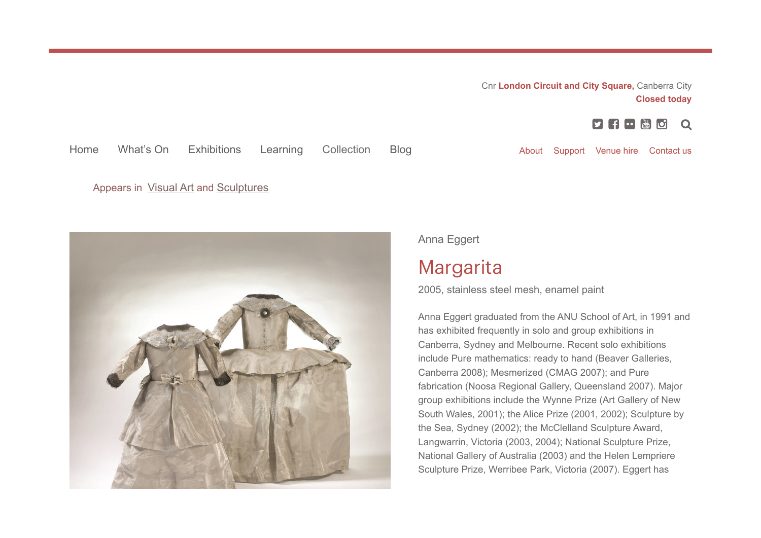Cnr **London Circuit and City Square,** Canberra City
**Closed today**

Home What's On Exhibitions Learning Collection Blog

About Support Venue hire Contact us

Appears in Visual Art and Sculptures

Anna Eggert

# Margarita

2005, stainless steel mesh, enamel paint

Anna Eggert graduated from the ANU School of Art, in 1991 and has exhibited frequently in solo and group exhibitions in Canberra, Sydney and Melbourne. Recent solo exhibitions include Pure mathematics: ready to hand (Beaver Galleries, Canberra 2008); Mesmerized (CMAG 2007); and Pure fabrication (Noosa Regional Gallery, Queensland 2007). Major group exhibitions include the Wynne Prize (Art Gallery of New South Wales, 2001); the Alice Prize (2001, 2002); Sculpture by the Sea, Sydney (2002); the McClelland Sculpture Award, Langwarrin, Victoria (2003, 2004); National Sculpture Prize, National Gallery of Australia (2003) and the Helen Lempriere Sculpture Prize, Werribee Park, Victoria (2007). Eggert has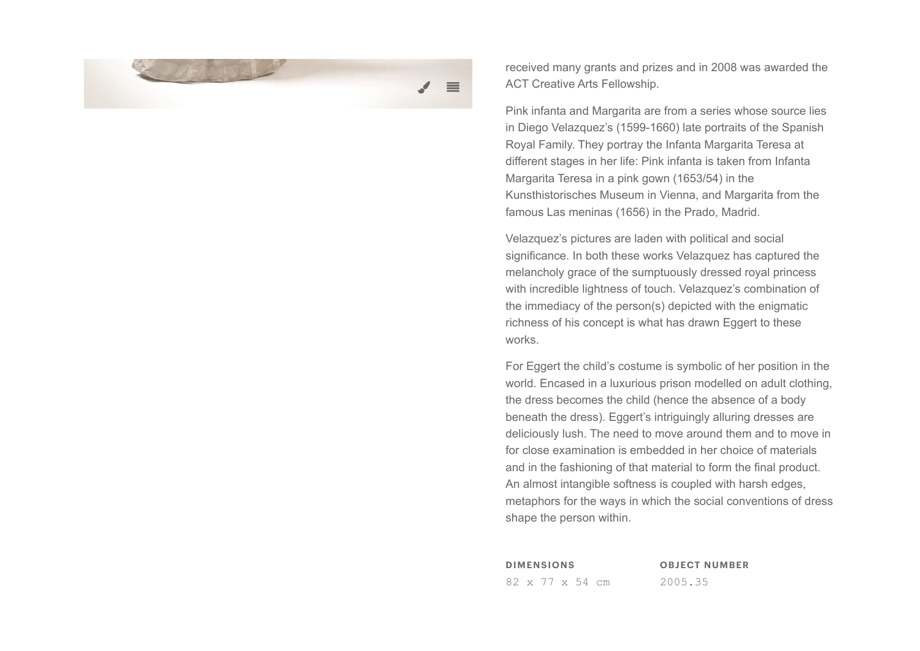received many grants and prizes and in 2008 was awarded the ACT Creative Arts Fellowship.

Pink infanta and Margarita are from a series whose source lies in Diego Velazquez's (1599-1660) late portraits of the Spanish Royal Family. They portray the Infanta Margarita Teresa at different stages in her life: Pink infanta is taken from Infanta Margarita Teresa in a pink gown (1653/54) in the Kunsthistorisches Museum in Vienna, and Margarita from the famous Las meninas (1656) in the Prado, Madrid.

Velazquez's pictures are laden with political and social significance. In both these works Velazquez has captured the melancholy grace of the sumptuously dressed royal princess with incredible lightness of touch. Velazquez's combination of the immediacy of the person(s) depicted with the enigmatic richness of his concept is what has drawn Eggert to these works.

For Eggert the child's costume is symbolic of her position in the world. Encased in a luxurious prison modelled on adult clothing, the dress becomes the child (hence the absence of a body beneath the dress). Eggert's intriguingly alluring dresses are deliciously lush. The need to move around them and to move in for close examination is embedded in her choice of materials and in the fashioning of that material to form the final product. An almost intangible softness is coupled with harsh edges, metaphors for the ways in which the social conventions of dress shape the person within.

**DIMENSIONS**
82 x 77 x 54 cm

**OBJECT NUMBER**
2005.35